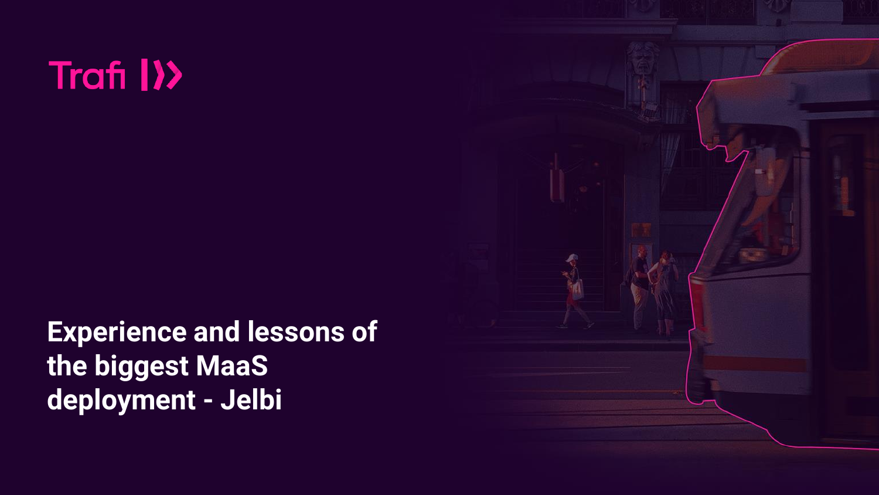Trafi

# Experience and lessons of the biggest MaaS deployment - Jelbi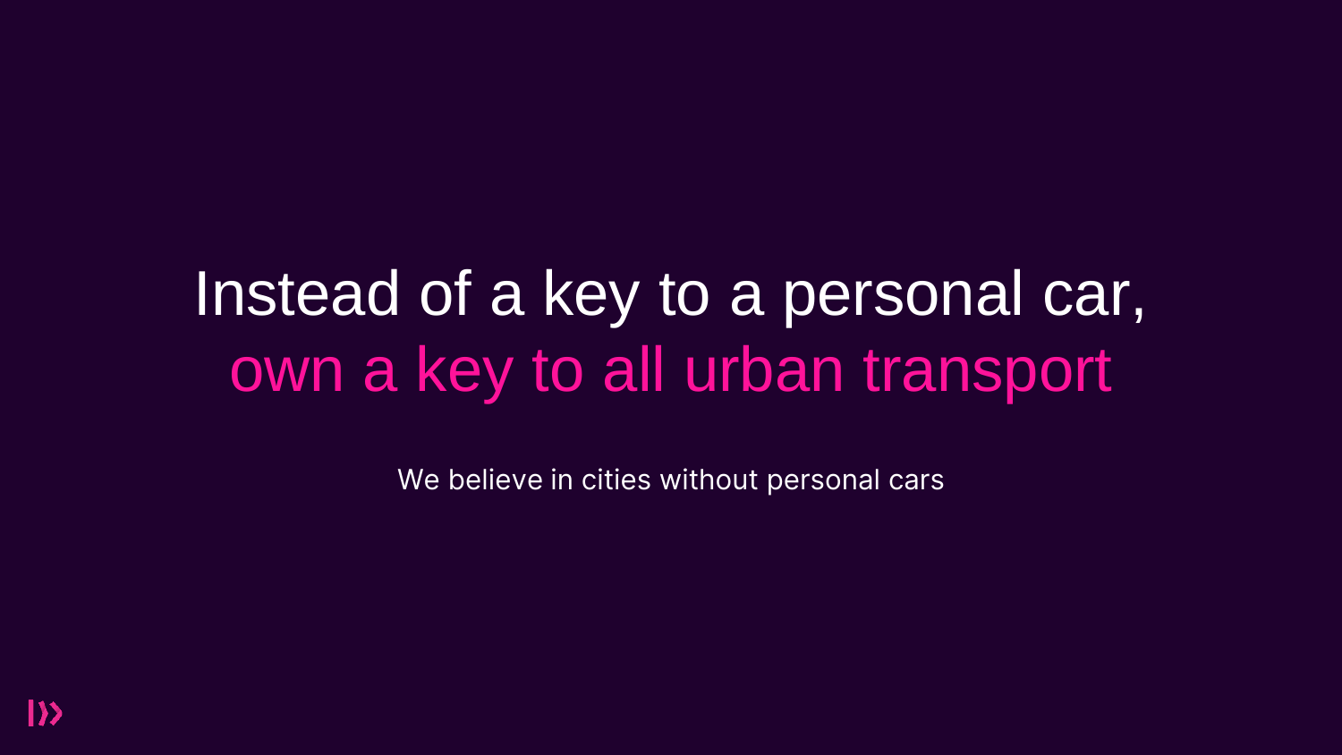# Instead of a key to a personal car, own a key to all urban transport

We believe in cities without personal cars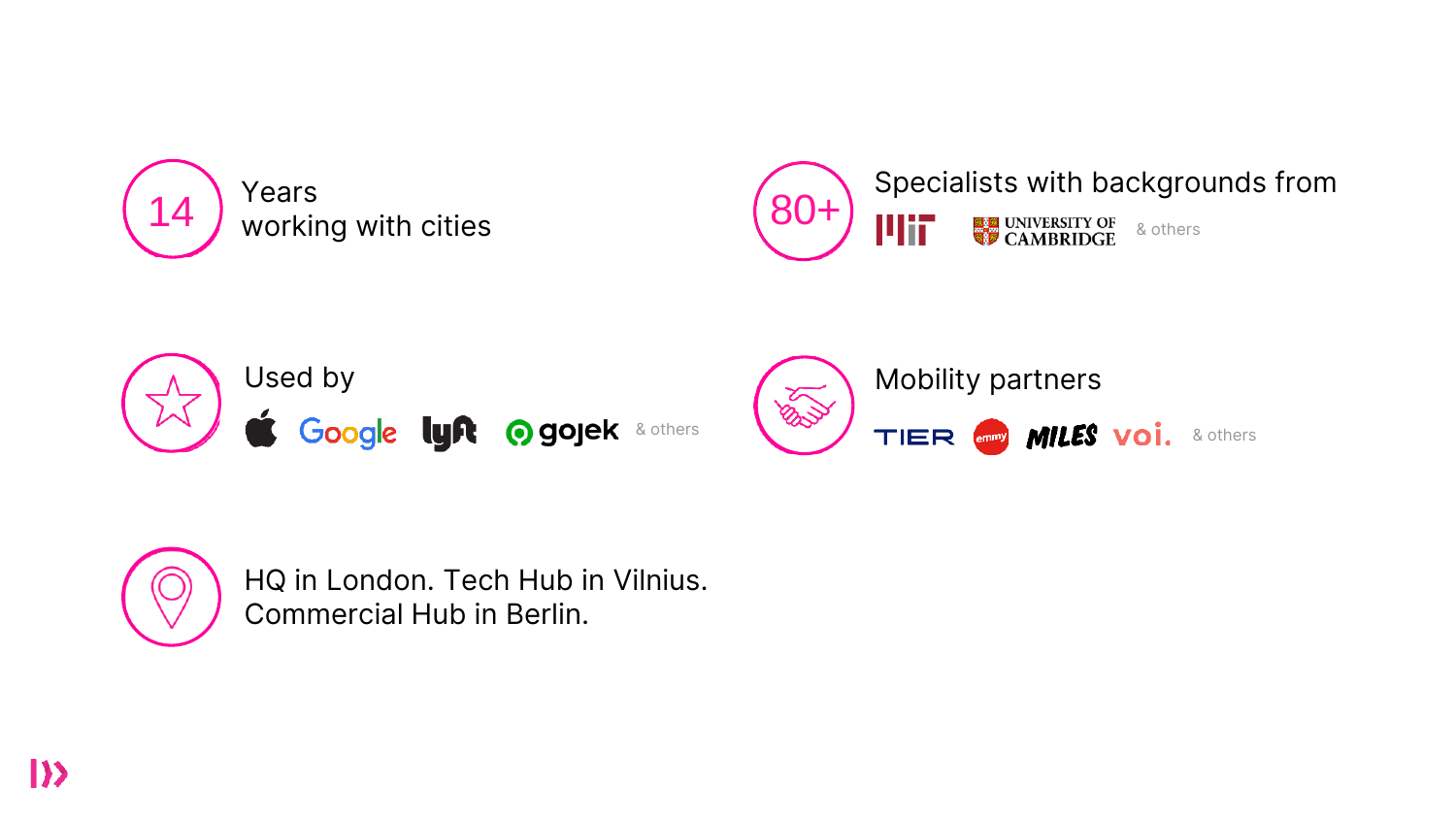**14** Years working with cities

**80+** Specialists with backgrounds from MIT, University of Cambridge & others

Used by Apple, Google, Lyft, gojek & others

Mobility partners TIER, emmy, MILES, voi. & others

HQ in London. Tech Hub in Vilnius. Commercial Hub in Berlin.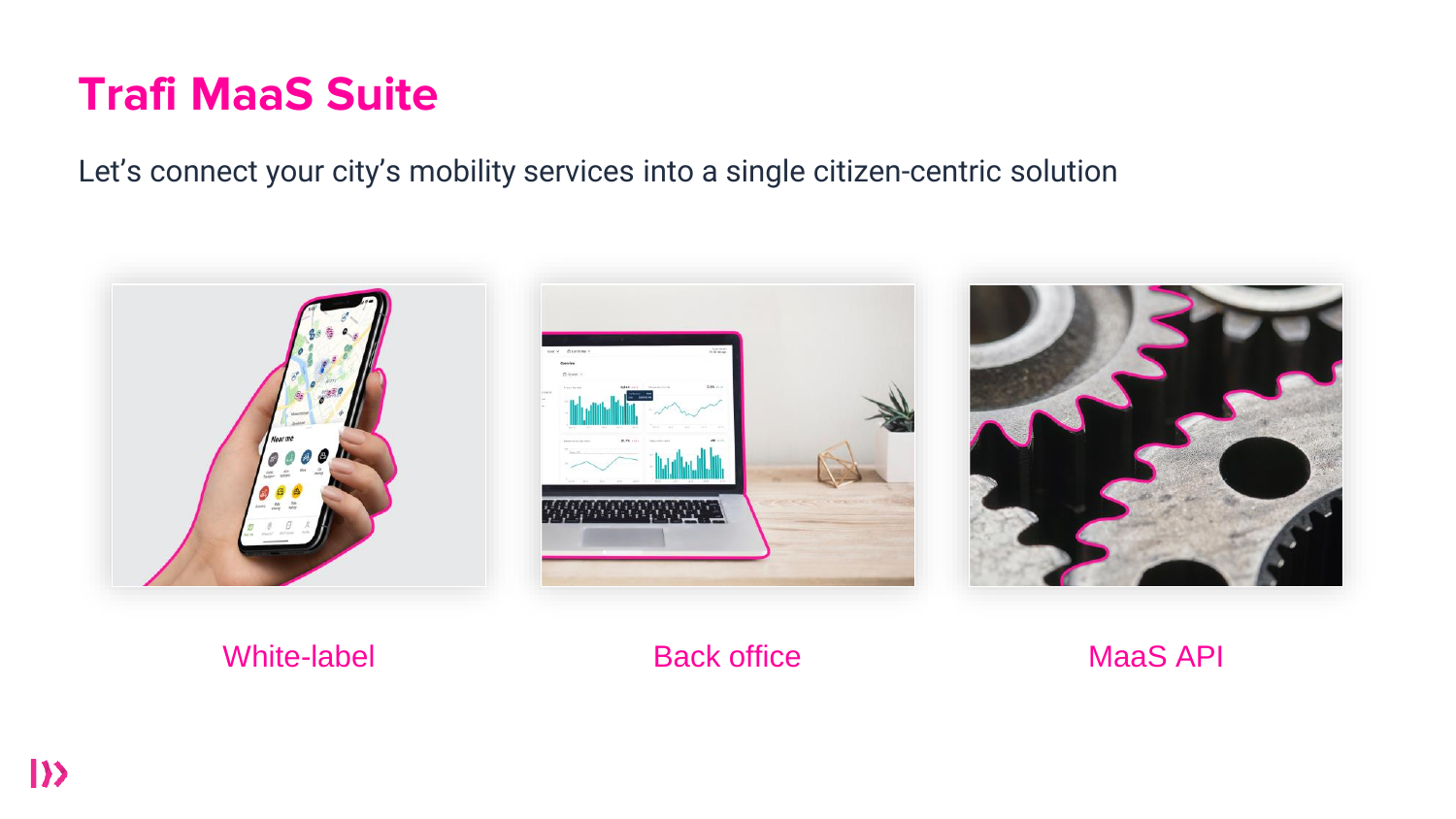# Trafi MaaS Suite

Let's connect your city's mobility services into a single citizen-centric solution

White-label

Back office

MaaS API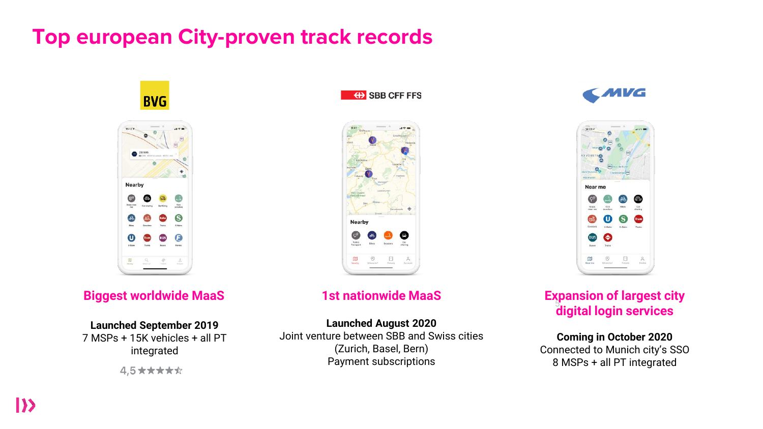# Top european City-proven track records

BVG

## Biggest worldwide MaaS

**Launched September 2019**
7 MSPs + 15K vehicles + all PT integrated

4,5 ★★★★☆

SBB CFF FFS

## 1st nationwide MaaS

**Launched August 2020**
Joint venture between SBB and Swiss cities (Zurich, Basel, Bern)
Payment subscriptions

MVG

## Expansion of largest city digital login services

**Coming in October 2020**
Connected to Munich city's SSO
8 MSPs + all PT integrated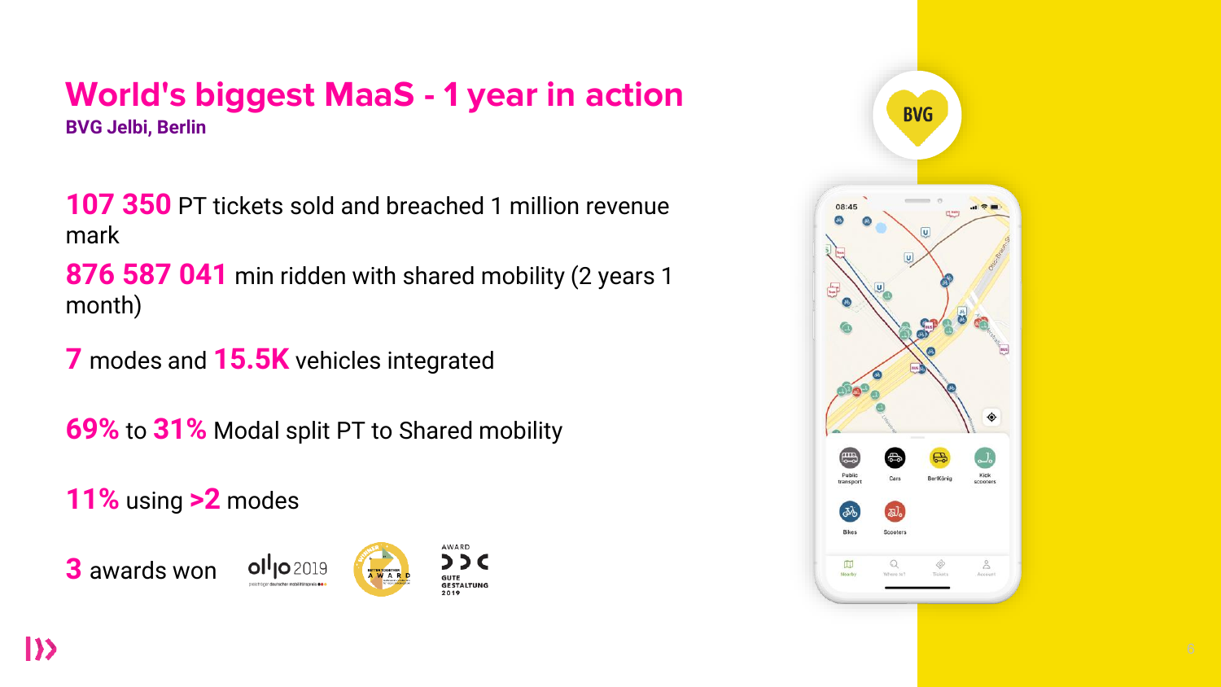# World's biggest MaaS - 1 year in action

**BVG Jelbi, Berlin**

**107 350** PT tickets sold and breached 1 million revenue mark

**876 587 041** min ridden with shared mobility (2 years 1 month)

**7** modes and **15.5K** vehicles integrated

**69%** to **31%** Modal split PT to Shared mobility

**11%** using **>2** modes

**3** awards won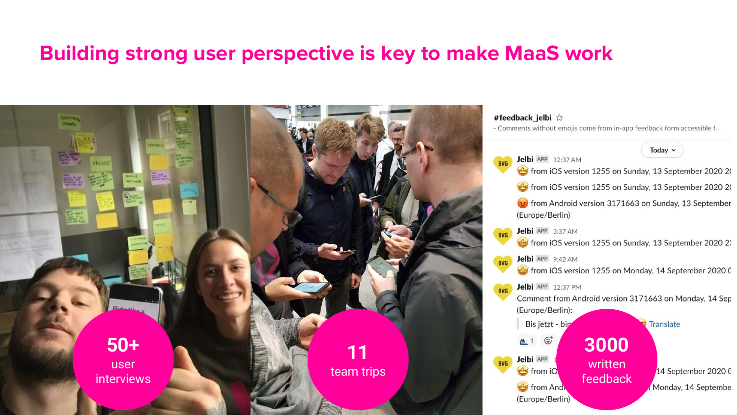# Building strong user perspective is key to make MaaS work

**50+** user interviews

**11** team trips

**3000** written feedback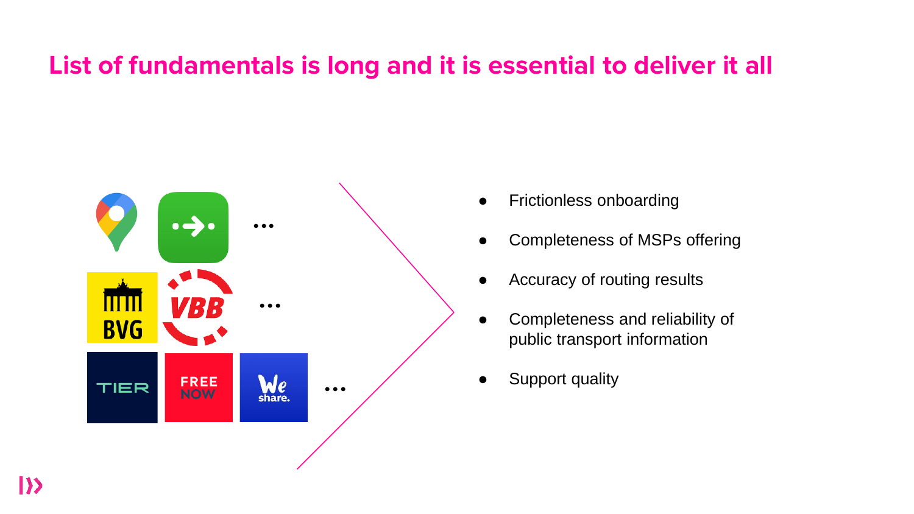# List of fundamentals is long and it is essential to deliver it all

- Frictionless onboarding
- Completeness of MSPs offering
- Accuracy of routing results
- Completeness and reliability of public transport information
- Support quality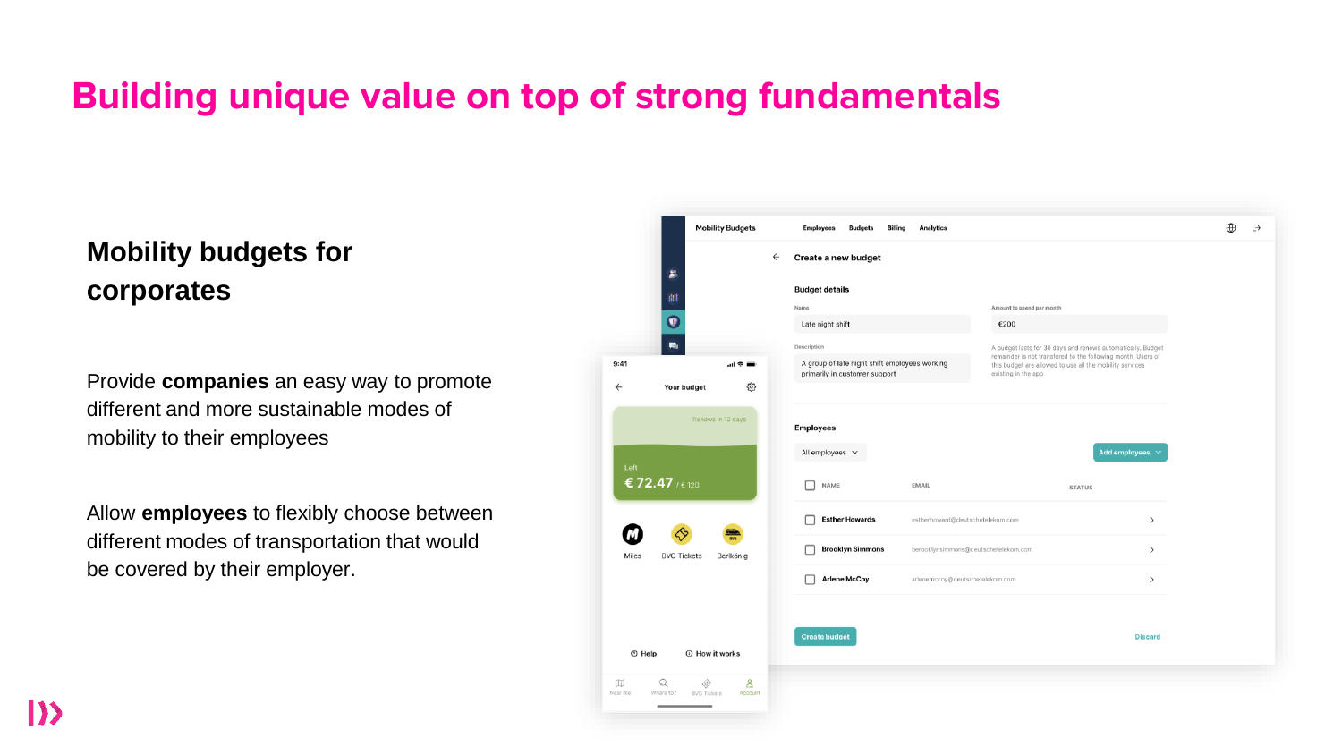# Building unique value on top of strong fundamentals

## Mobility budgets for corporates

Provide **companies** an easy way to promote different and more sustainable modes of mobility to their employees

Allow **employees** to flexibly choose between different modes of transportation that would be covered by their employer.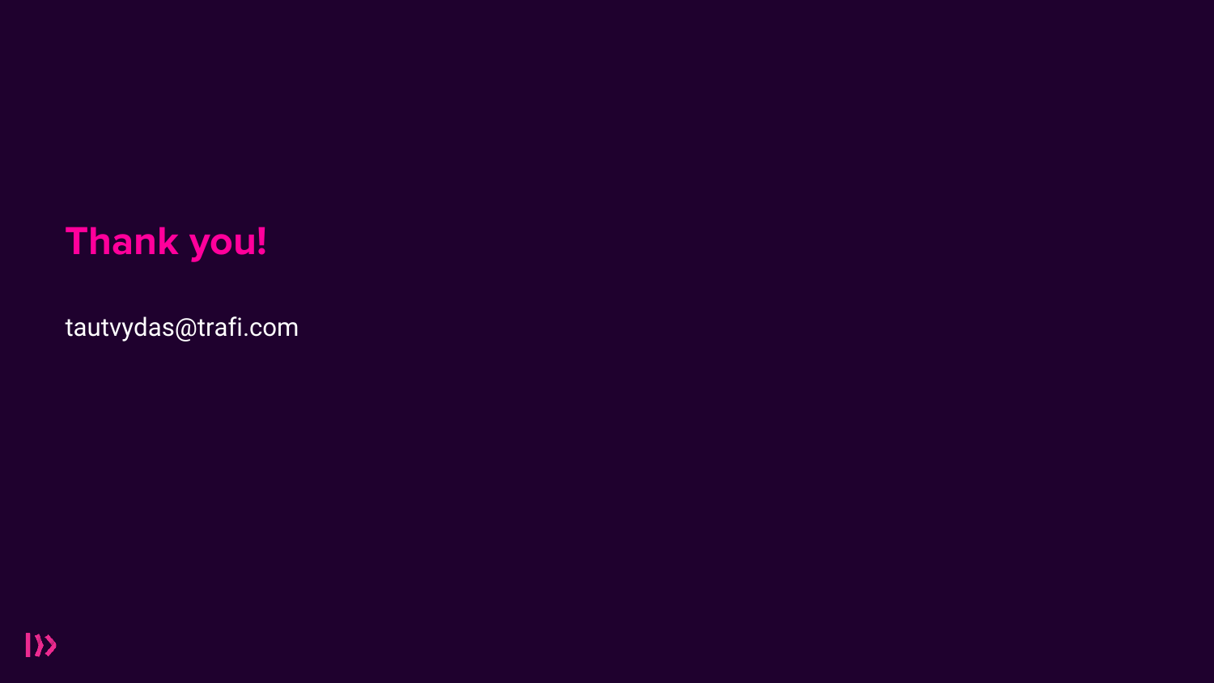# Thank you!

tautvydas@trafi.com